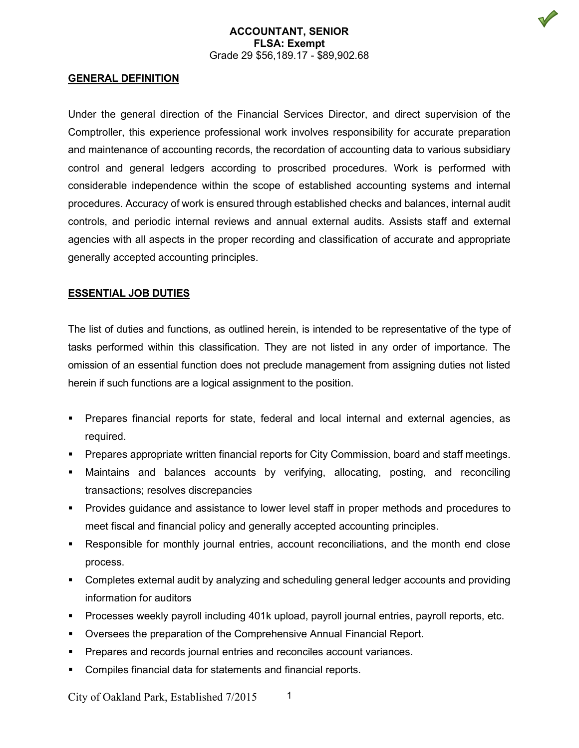**ACCOUNTANT, SENIOR**
**FLSA: Exempt**
Grade 29 $56,189.17 - $89,902.68

## GENERAL DEFINITION

Under the general direction of the Financial Services Director, and direct supervision of the Comptroller, this experience professional work involves responsibility for accurate preparation and maintenance of accounting records, the recordation of accounting data to various subsidiary control and general ledgers according to proscribed procedures. Work is performed with considerable independence within the scope of established accounting systems and internal procedures. Accuracy of work is ensured through established checks and balances, internal audit controls, and periodic internal reviews and annual external audits. Assists staff and external agencies with all aspects in the proper recording and classification of accurate and appropriate generally accepted accounting principles.

## ESSENTIAL JOB DUTIES

The list of duties and functions, as outlined herein, is intended to be representative of the type of tasks performed within this classification. They are not listed in any order of importance. The omission of an essential function does not preclude management from assigning duties not listed herein if such functions are a logical assignment to the position.

- Prepares financial reports for state, federal and local internal and external agencies, as required.
- Prepares appropriate written financial reports for City Commission, board and staff meetings.
- Maintains and balances accounts by verifying, allocating, posting, and reconciling transactions; resolves discrepancies
- Provides guidance and assistance to lower level staff in proper methods and procedures to meet fiscal and financial policy and generally accepted accounting principles.
- Responsible for monthly journal entries, account reconciliations, and the month end close process.
- Completes external audit by analyzing and scheduling general ledger accounts and providing information for auditors
- Processes weekly payroll including 401k upload, payroll journal entries, payroll reports, etc.
- Oversees the preparation of the Comprehensive Annual Financial Report.
- Prepares and records journal entries and reconciles account variances.
- Compiles financial data for statements and financial reports.

City of Oakland Park, Established 7/2015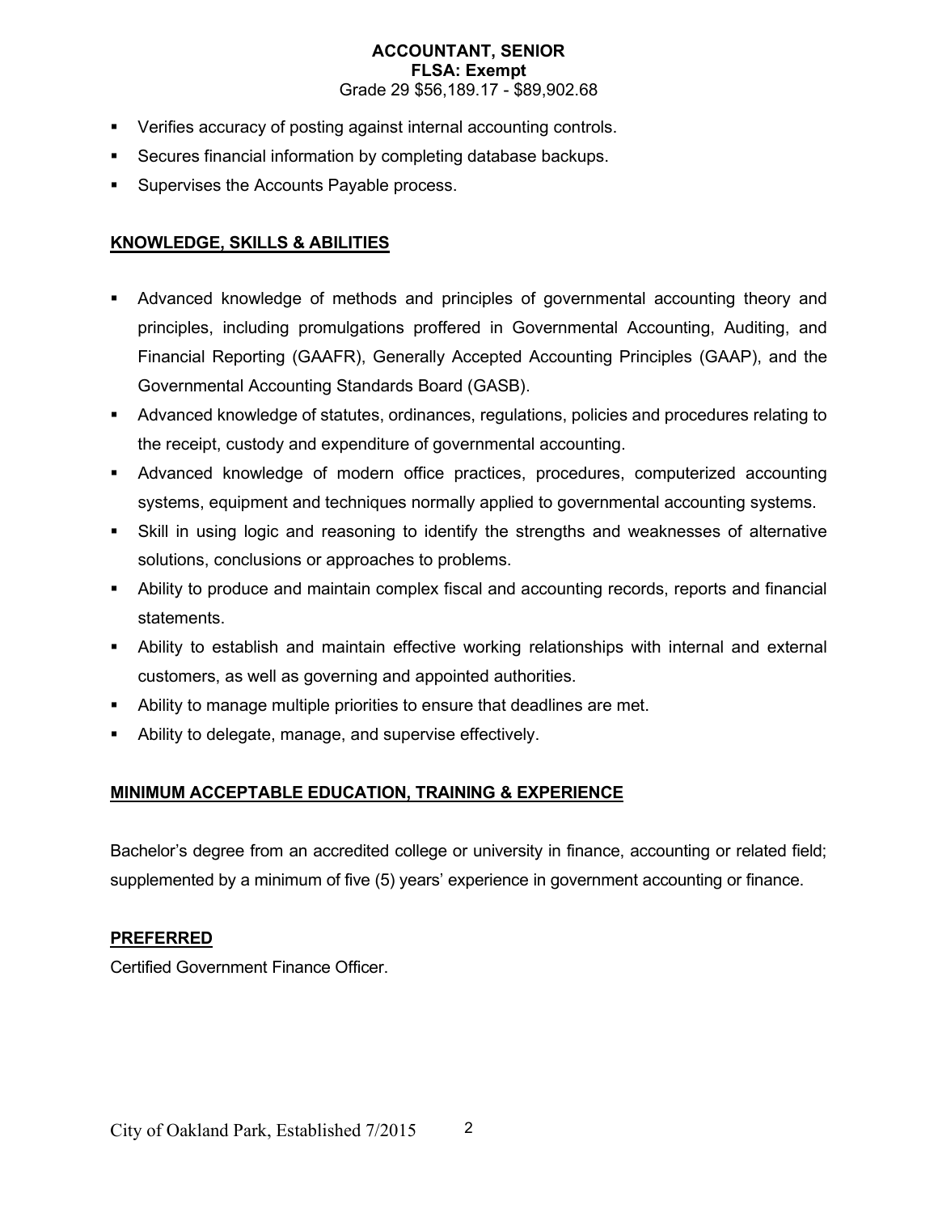- Verifies accuracy of posting against internal accounting controls.
- Secures financial information by completing database backups.
- Supervises the Accounts Payable process.

## KNOWLEDGE, SKILLS & ABILITIES

- Advanced knowledge of methods and principles of governmental accounting theory and principles, including promulgations proffered in Governmental Accounting, Auditing, and Financial Reporting (GAAFR), Generally Accepted Accounting Principles (GAAP), and the Governmental Accounting Standards Board (GASB).
- Advanced knowledge of statutes, ordinances, regulations, policies and procedures relating to the receipt, custody and expenditure of governmental accounting.
- Advanced knowledge of modern office practices, procedures, computerized accounting systems, equipment and techniques normally applied to governmental accounting systems.
- Skill in using logic and reasoning to identify the strengths and weaknesses of alternative solutions, conclusions or approaches to problems.
- Ability to produce and maintain complex fiscal and accounting records, reports and financial statements.
- Ability to establish and maintain effective working relationships with internal and external customers, as well as governing and appointed authorities.
- Ability to manage multiple priorities to ensure that deadlines are met.
- Ability to delegate, manage, and supervise effectively.

## MINIMUM ACCEPTABLE EDUCATION, TRAINING & EXPERIENCE

Bachelor's degree from an accredited college or university in finance, accounting or related field; supplemented by a minimum of five (5) years' experience in government accounting or finance.

## PREFERRED

Certified Government Finance Officer.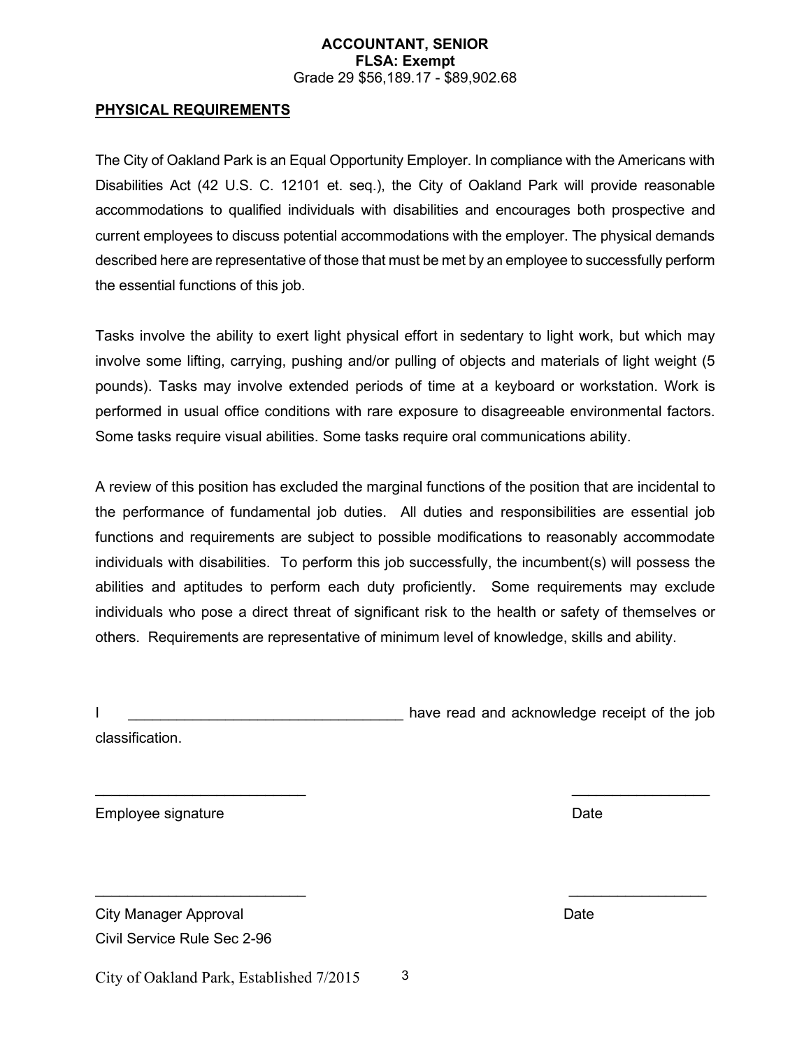**ACCOUNTANT, SENIOR**
**FLSA: Exempt**
Grade 29 $56,189.17 - $89,902.68

## PHYSICAL REQUIREMENTS

The City of Oakland Park is an Equal Opportunity Employer. In compliance with the Americans with Disabilities Act (42 U.S. C. 12101 et. seq.), the City of Oakland Park will provide reasonable accommodations to qualified individuals with disabilities and encourages both prospective and current employees to discuss potential accommodations with the employer. The physical demands described here are representative of those that must be met by an employee to successfully perform the essential functions of this job.

Tasks involve the ability to exert light physical effort in sedentary to light work, but which may involve some lifting, carrying, pushing and/or pulling of objects and materials of light weight (5 pounds). Tasks may involve extended periods of time at a keyboard or workstation. Work is performed in usual office conditions with rare exposure to disagreeable environmental factors. Some tasks require visual abilities. Some tasks require oral communications ability.

A review of this position has excluded the marginal functions of the position that are incidental to the performance of fundamental job duties. All duties and responsibilities are essential job functions and requirements are subject to possible modifications to reasonably accommodate individuals with disabilities. To perform this job successfully, the incumbent(s) will possess the abilities and aptitudes to perform each duty proficiently. Some requirements may exclude individuals who pose a direct threat of significant risk to the health or safety of themselves or others. Requirements are representative of minimum level of knowledge, skills and ability.

I ___________________________________ have read and acknowledge receipt of the job classification.

__________________________ &nbsp;&nbsp;&nbsp;&nbsp;&nbsp;&nbsp;&nbsp;&nbsp;&nbsp;&nbsp;&nbsp;&nbsp;&nbsp;&nbsp;&nbsp;&nbsp;&nbsp;&nbsp; _________________

Employee signature &nbsp;&nbsp;&nbsp;&nbsp;&nbsp;&nbsp;&nbsp;&nbsp;&nbsp;&nbsp;&nbsp;&nbsp;&nbsp;&nbsp;&nbsp;&nbsp;&nbsp;&nbsp;&nbsp;&nbsp;&nbsp;&nbsp;&nbsp;&nbsp;&nbsp;&nbsp;&nbsp;&nbsp;&nbsp;&nbsp;&nbsp;&nbsp;&nbsp;&nbsp; Date

__________________________ &nbsp;&nbsp;&nbsp;&nbsp;&nbsp;&nbsp;&nbsp;&nbsp;&nbsp;&nbsp;&nbsp;&nbsp;&nbsp;&nbsp;&nbsp;&nbsp;&nbsp;&nbsp; _________________

City Manager Approval &nbsp;&nbsp;&nbsp;&nbsp;&nbsp;&nbsp;&nbsp;&nbsp;&nbsp;&nbsp;&nbsp;&nbsp;&nbsp;&nbsp;&nbsp;&nbsp;&nbsp;&nbsp;&nbsp;&nbsp;&nbsp;&nbsp;&nbsp;&nbsp;&nbsp;&nbsp;&nbsp;&nbsp;&nbsp;&nbsp; Date
Civil Service Rule Sec 2-96

City of Oakland Park, Established 7/2015